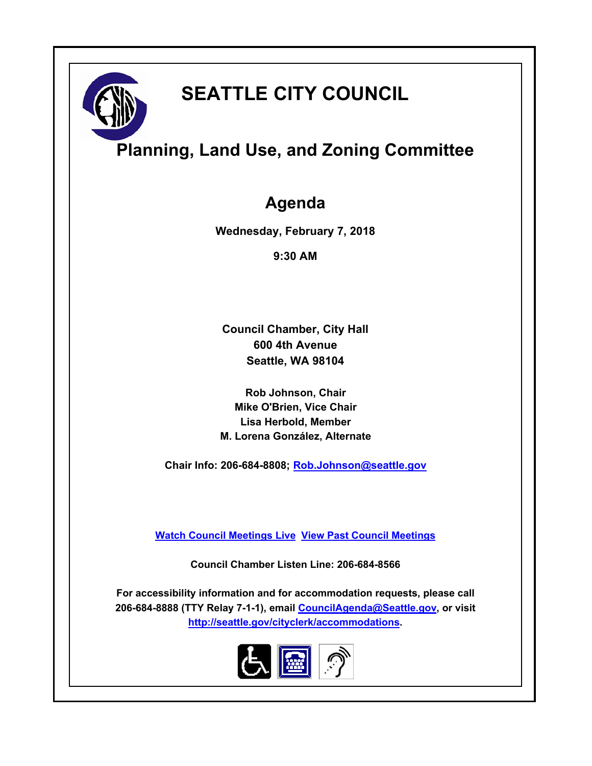# SEATTLE CITY COUNCIL

## Planning, Land Use, and Zoning Committee

## Agenda

**Wednesday, February 7, 2018**

**9:30 AM**

**Council Chamber, City Hall**
**600 4th Avenue**
**Seattle, WA 98104**

**Rob Johnson, Chair**
**Mike O'Brien, Vice Chair**
**Lisa Herbold, Member**
**M. Lorena González, Alternate**

**Chair Info: 206-684-8808; Rob.Johnson@seattle.gov**

**Watch Council Meetings Live** **View Past Council Meetings**

**Council Chamber Listen Line: 206-684-8566**

**For accessibility information and for accommodation requests, please call 206-684-8888 (TTY Relay 7-1-1), email CouncilAgenda@Seattle.gov, or visit http://seattle.gov/cityclerk/accommodations.**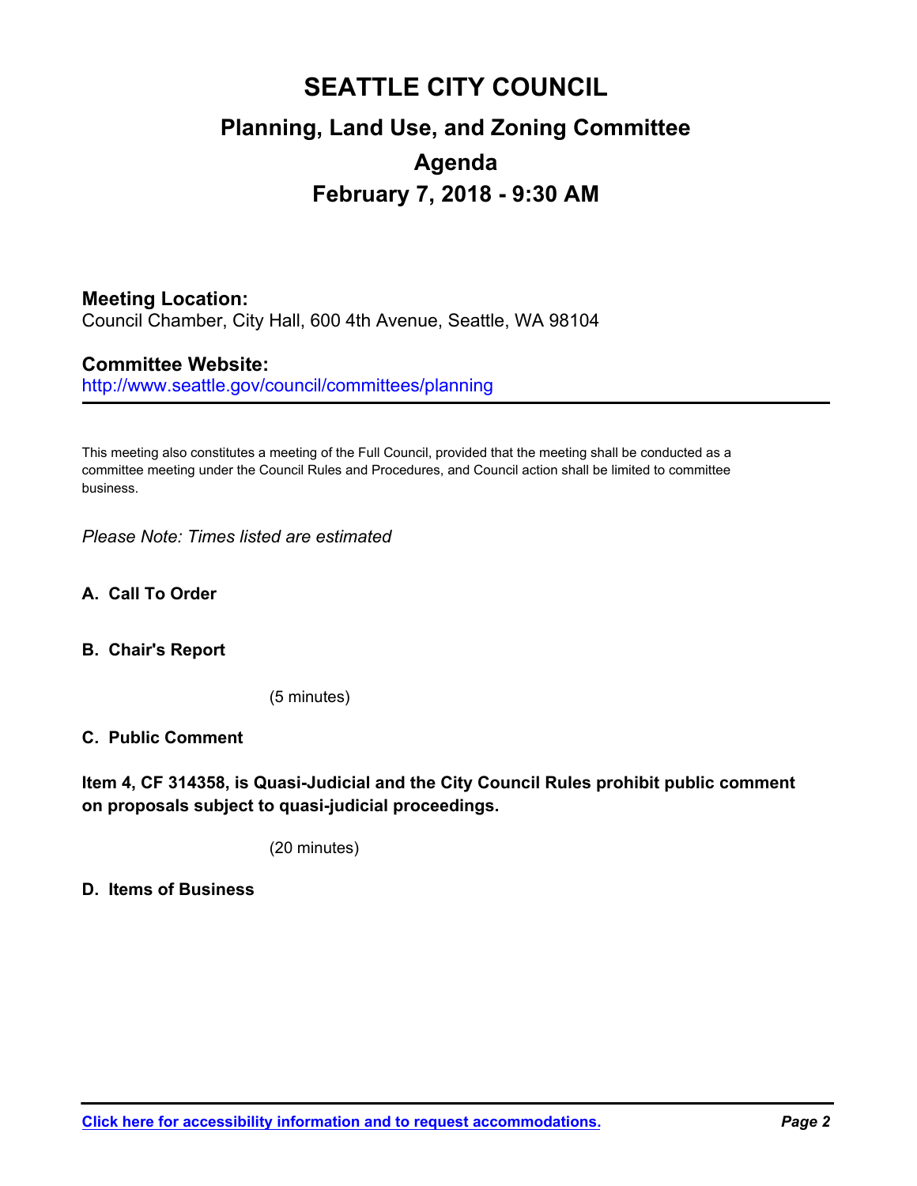# SEATTLE CITY COUNCIL

## Planning, Land Use, and Zoning Committee

## Agenda

## February 7, 2018 - 9:30 AM

**Meeting Location:**
Council Chamber, City Hall, 600 4th Avenue, Seattle, WA 98104

**Committee Website:**
http://www.seattle.gov/council/committees/planning

---

This meeting also constitutes a meeting of the Full Council, provided that the meeting shall be conducted as a committee meeting under the Council Rules and Procedures, and Council action shall be limited to committee business.

*Please Note: Times listed are estimated*

**A. Call To Order**

**B. Chair's Report**

(5 minutes)

**C. Public Comment**

**Item 4, CF 314358, is Quasi-Judicial and the City Council Rules prohibit public comment on proposals subject to quasi-judicial proceedings.**

(20 minutes)

**D. Items of Business**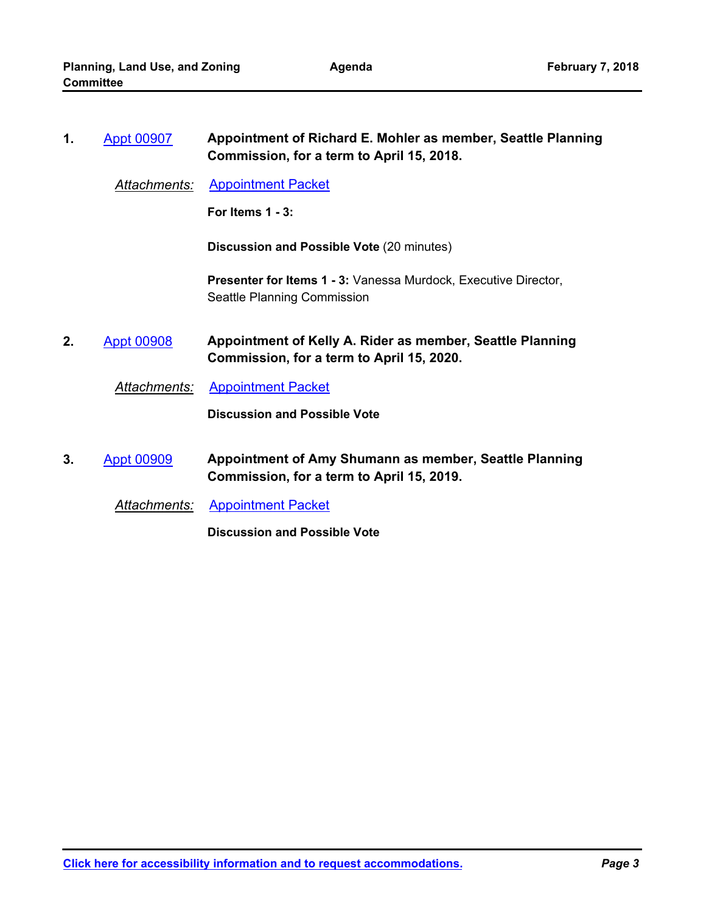1. Appt 00907 **Appointment of Richard E. Mohler as member, Seattle Planning Commission, for a term to April 15, 2018.**

   *Attachments:* Appointment Packet

   **For Items 1 - 3:**

   **Discussion and Possible Vote** (20 minutes)

   **Presenter for Items 1 - 3:** Vanessa Murdock, Executive Director, Seattle Planning Commission

2. Appt 00908 **Appointment of Kelly A. Rider as member, Seattle Planning Commission, for a term to April 15, 2020.**

   *Attachments:* Appointment Packet

   **Discussion and Possible Vote**

3. Appt 00909 **Appointment of Amy Shumann as member, Seattle Planning Commission, for a term to April 15, 2019.**

   *Attachments:* Appointment Packet

   **Discussion and Possible Vote**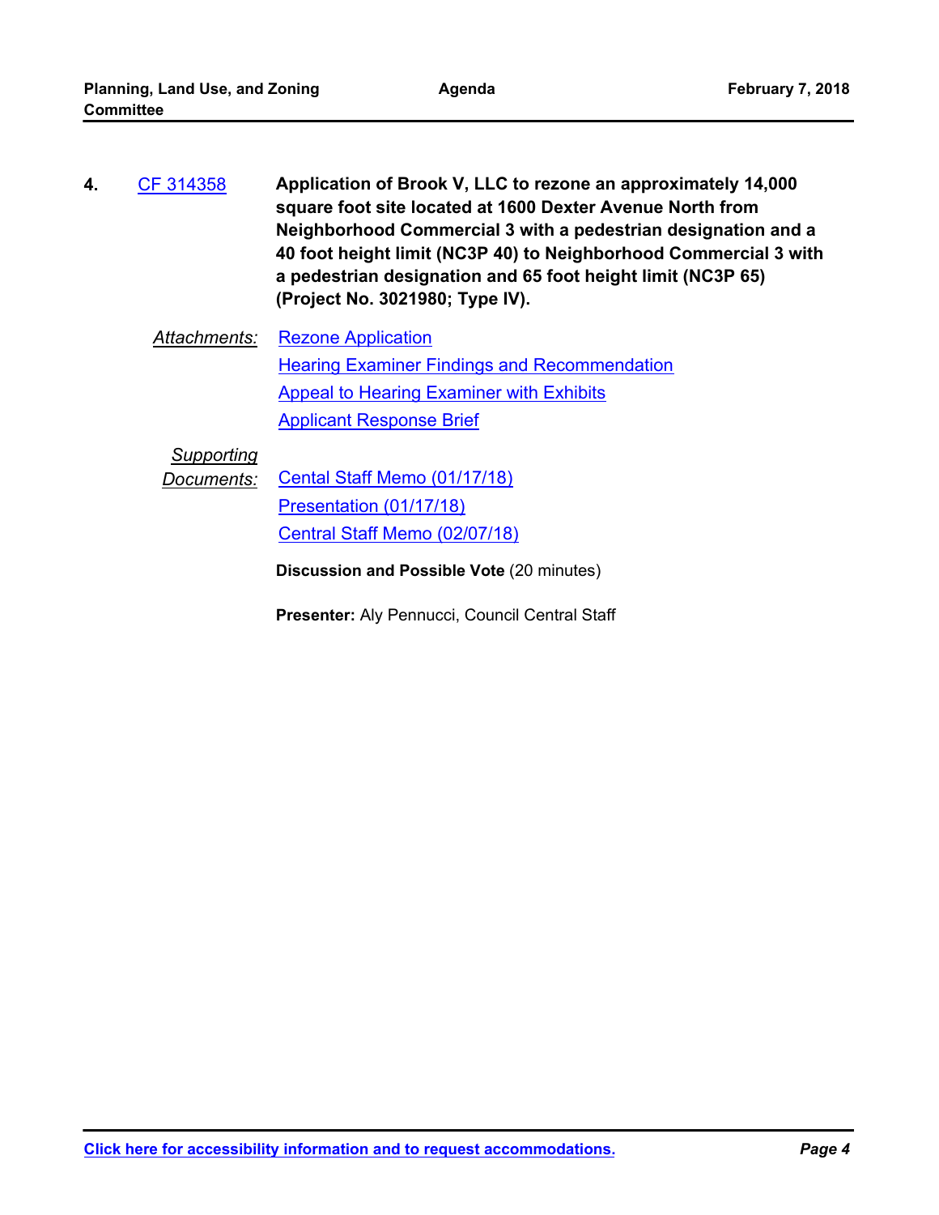**4.** CF 314358 **Application of Brook V, LLC to rezone an approximately 14,000 square foot site located at 1600 Dexter Avenue North from Neighborhood Commercial 3 with a pedestrian designation and a 40 foot height limit (NC3P 40) to Neighborhood Commercial 3 with a pedestrian designation and 65 foot height limit (NC3P 65) (Project No. 3021980; Type IV).**

*Attachments:*
- Rezone Application
- Hearing Examiner Findings and Recommendation
- Appeal to Hearing Examiner with Exhibits
- Applicant Response Brief

*Supporting Documents:*
- Cental Staff Memo (01/17/18)
- Presentation (01/17/18)
- Central Staff Memo (02/07/18)

**Discussion and Possible Vote** (20 minutes)

**Presenter:** Aly Pennucci, Council Central Staff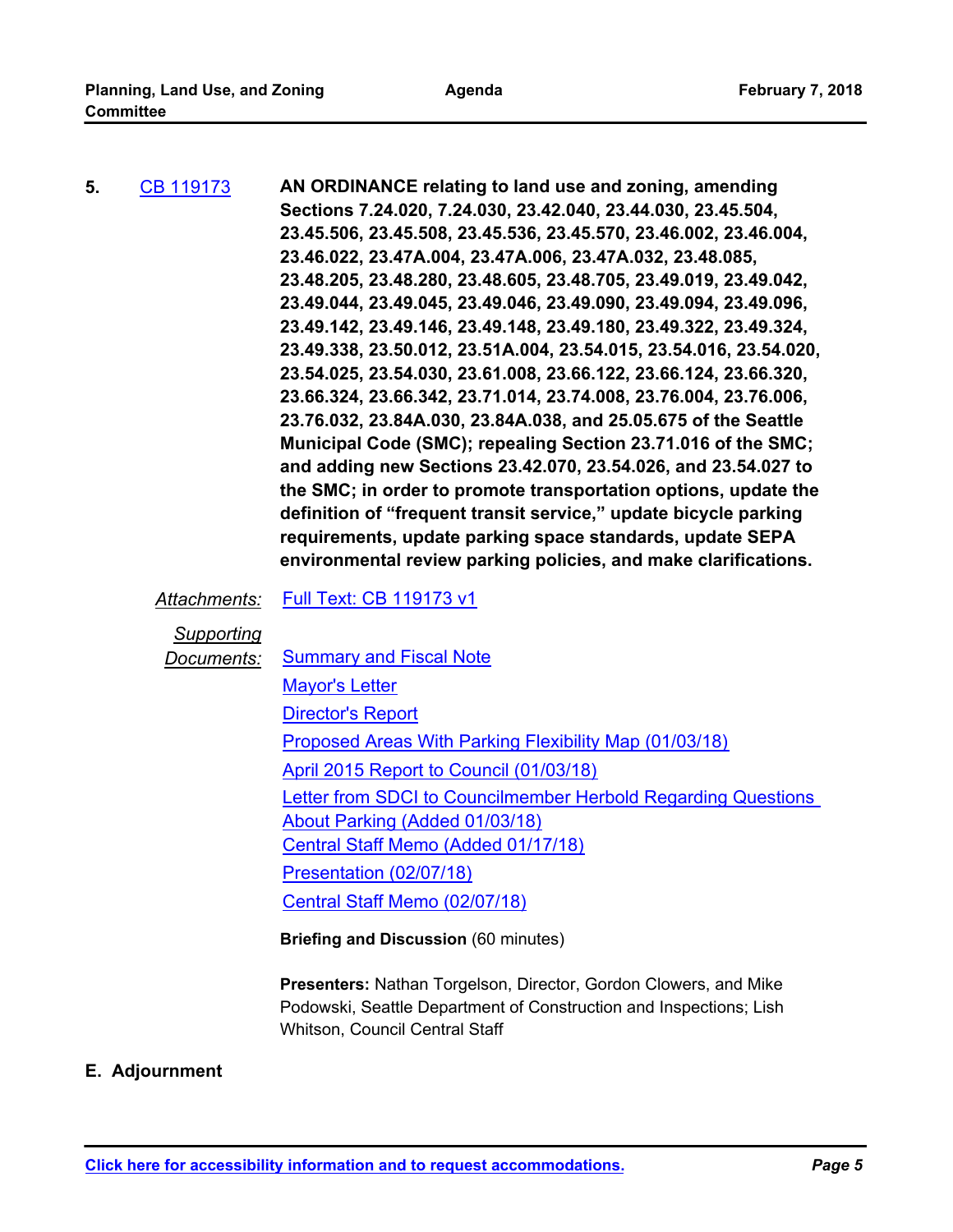5. CB 119173 **AN ORDINANCE relating to land use and zoning, amending Sections 7.24.020, 7.24.030, 23.42.040, 23.44.030, 23.45.504, 23.45.506, 23.45.508, 23.45.536, 23.45.570, 23.46.002, 23.46.004, 23.46.022, 23.47A.004, 23.47A.006, 23.47A.032, 23.48.085, 23.48.205, 23.48.280, 23.48.605, 23.48.705, 23.49.019, 23.49.042, 23.49.044, 23.49.045, 23.49.046, 23.49.090, 23.49.094, 23.49.096, 23.49.142, 23.49.146, 23.49.148, 23.49.180, 23.49.322, 23.49.324, 23.49.338, 23.50.012, 23.51A.004, 23.54.015, 23.54.016, 23.54.020, 23.54.025, 23.54.030, 23.61.008, 23.66.122, 23.66.124, 23.66.320, 23.66.324, 23.66.342, 23.71.014, 23.74.008, 23.76.004, 23.76.006, 23.76.032, 23.84A.030, 23.84A.038, and 25.05.675 of the Seattle Municipal Code (SMC); repealing Section 23.71.016 of the SMC; and adding new Sections 23.42.070, 23.54.026, and 23.54.027 to the SMC; in order to promote transportation options, update the definition of "frequent transit service," update bicycle parking requirements, update parking space standards, update SEPA environmental review parking policies, and make clarifications.**

*Attachments:* Full Text: CB 119173 v1

*Supporting Documents:*
- Summary and Fiscal Note
- Mayor's Letter
- Director's Report
- Proposed Areas With Parking Flexibility Map (01/03/18)
- April 2015 Report to Council (01/03/18)
- Letter from SDCI to Councilmember Herbold Regarding Questions About Parking (Added 01/03/18)
- Central Staff Memo (Added 01/17/18)
- Presentation (02/07/18)
- Central Staff Memo (02/07/18)

**Briefing and Discussion** (60 minutes)

**Presenters:** Nathan Torgelson, Director, Gordon Clowers, and Mike Podowski, Seattle Department of Construction and Inspections; Lish Whitson, Council Central Staff

## E. Adjournment

**Click here for accessibility information and to request accommodations.**